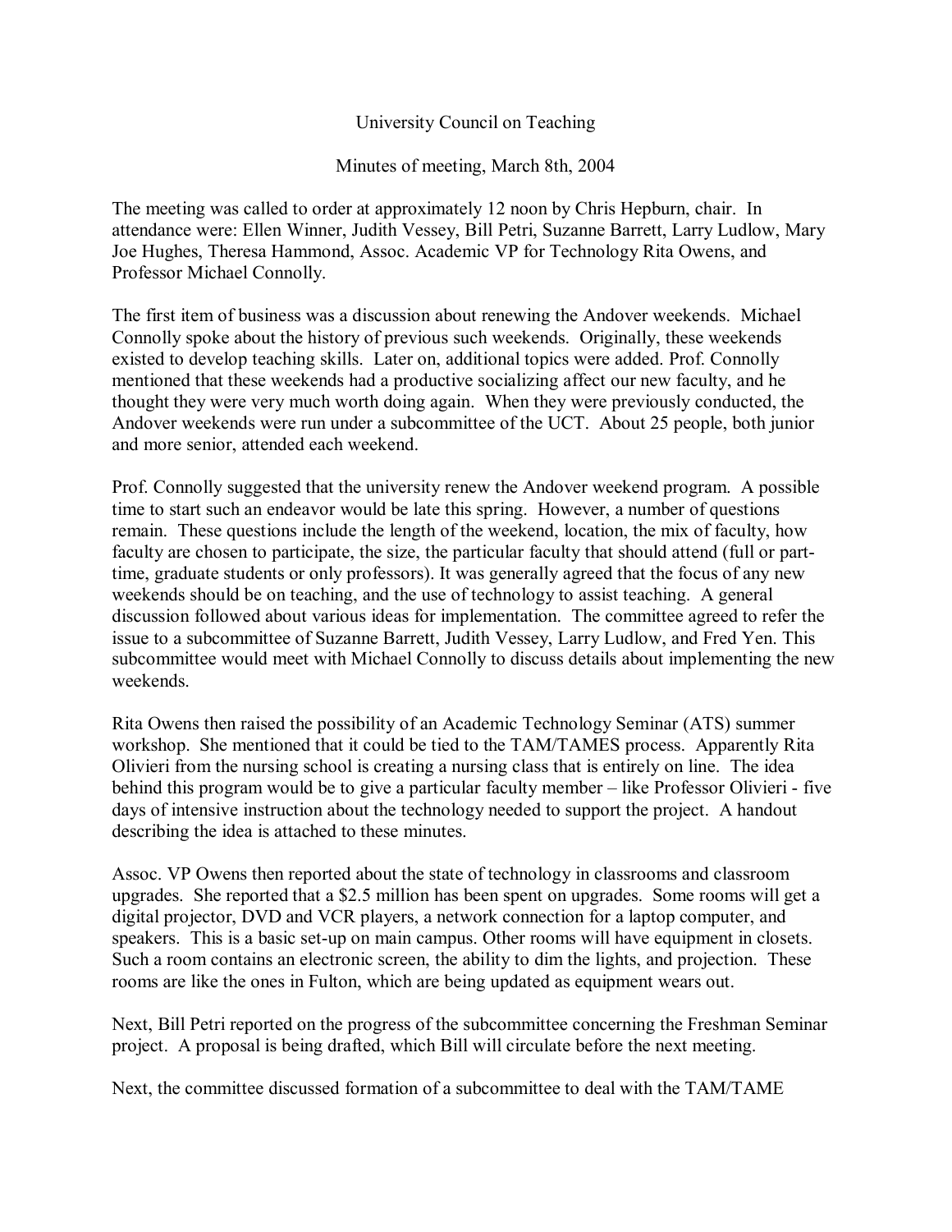University Council on Teaching

Minutes of meeting, March 8th, 2004

The meeting was called to order at approximately 12 noon by Chris Hepburn, chair. In attendance were: Ellen Winner, Judith Vessey, Bill Petri, Suzanne Barrett, Larry Ludlow, Mary Joe Hughes, Theresa Hammond, Assoc. Academic VP for Technology Rita Owens, and Professor Michael Connolly.

The first item of business was a discussion about renewing the Andover weekends. Michael Connolly spoke about the history of previous such weekends. Originally, these weekends existed to develop teaching skills. Later on, additional topics were added. Prof. Connolly mentioned that these weekends had a productive socializing affect our new faculty, and he thought they were very much worth doing again. When they were previously conducted, the Andover weekends were run under a subcommittee of the UCT. About 25 people, both junior and more senior, attended each weekend.

Prof. Connolly suggested that the university renew the Andover weekend program. A possible time to start such an endeavor would be late this spring. However, a number of questions remain. These questions include the length of the weekend, location, the mix of faculty, how faculty are chosen to participate, the size, the particular faculty that should attend (full or part-time, graduate students or only professors). It was generally agreed that the focus of any new weekends should be on teaching, and the use of technology to assist teaching. A general discussion followed about various ideas for implementation. The committee agreed to refer the issue to a subcommittee of Suzanne Barrett, Judith Vessey, Larry Ludlow, and Fred Yen. This subcommittee would meet with Michael Connolly to discuss details about implementing the new weekends.

Rita Owens then raised the possibility of an Academic Technology Seminar (ATS) summer workshop. She mentioned that it could be tied to the TAM/TAMES process. Apparently Rita Olivieri from the nursing school is creating a nursing class that is entirely on line. The idea behind this program would be to give a particular faculty member – like Professor Olivieri - five days of intensive instruction about the technology needed to support the project. A handout describing the idea is attached to these minutes.

Assoc. VP Owens then reported about the state of technology in classrooms and classroom upgrades. She reported that a $2.5 million has been spent on upgrades. Some rooms will get a digital projector, DVD and VCR players, a network connection for a laptop computer, and speakers. This is a basic set-up on main campus. Other rooms will have equipment in closets. Such a room contains an electronic screen, the ability to dim the lights, and projection. These rooms are like the ones in Fulton, which are being updated as equipment wears out.

Next, Bill Petri reported on the progress of the subcommittee concerning the Freshman Seminar project. A proposal is being drafted, which Bill will circulate before the next meeting.

Next, the committee discussed formation of a subcommittee to deal with the TAM/TAME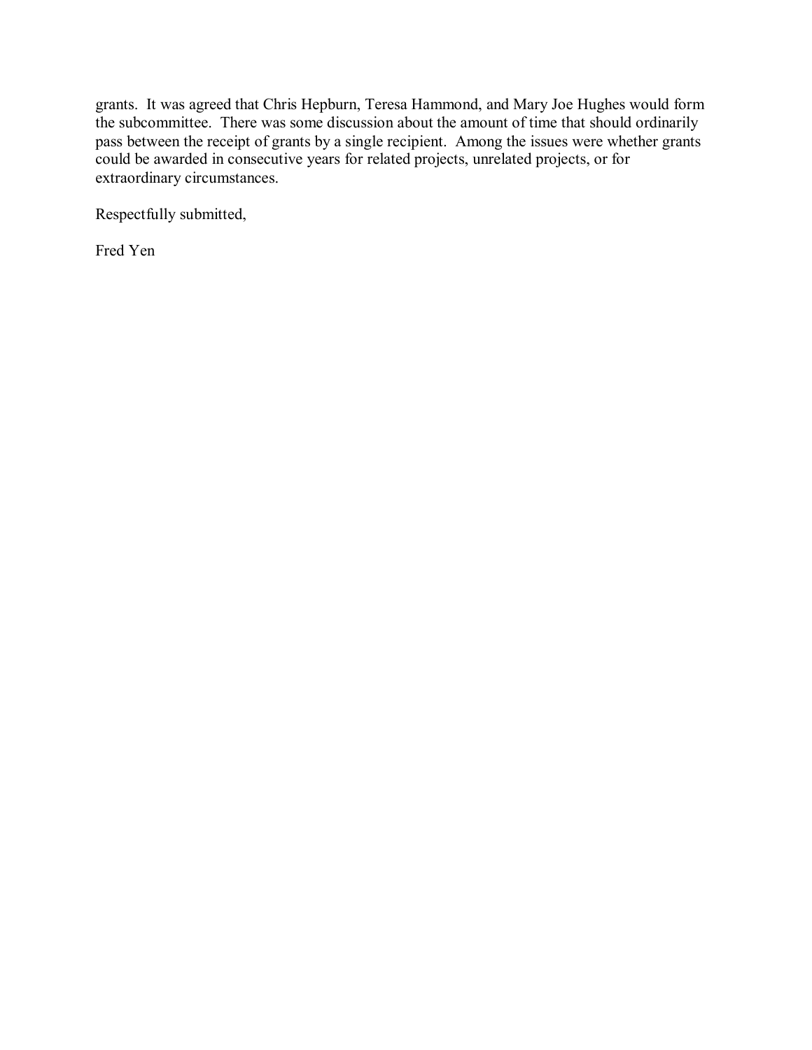grants. It was agreed that Chris Hepburn, Teresa Hammond, and Mary Joe Hughes would form the subcommittee. There was some discussion about the amount of time that should ordinarily pass between the receipt of grants by a single recipient. Among the issues were whether grants could be awarded in consecutive years for related projects, unrelated projects, or for extraordinary circumstances.

Respectfully submitted,

Fred Yen